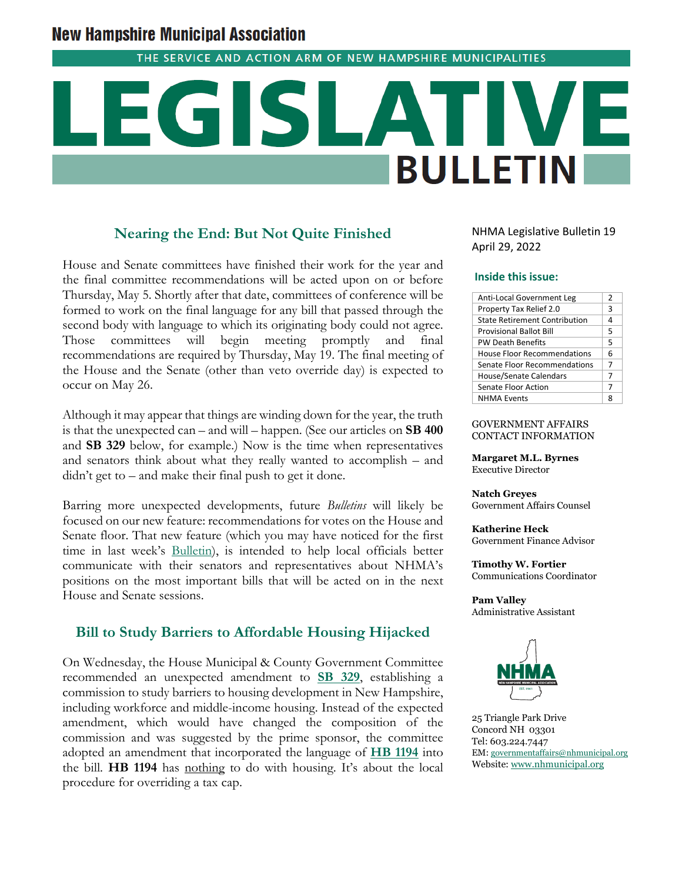# New Hampshire Municipal Association

THE SERVICE AND ACTION ARM OF NEW HAMPSHIRE MUNICIPALITIES

# LEGISLATIVE BULLETIN

NHMA Legislative Bulletin 19
April 29, 2022

**Inside this issue:**

| Topic | Page |
|---|---|
| Anti-Local Government Leg | 2 |
| Property Tax Relief 2.0 | 3 |
| State Retirement Contribution | 4 |
| Provisional Ballot Bill | 5 |
| PW Death Benefits | 5 |
| House Floor Recommendations | 6 |
| Senate Floor Recommendations | 7 |
| House/Senate Calendars | 7 |
| Senate Floor Action | 7 |
| NHMA Events | 8 |

GOVERNMENT AFFAIRS CONTACT INFORMATION

**Margaret M.L. Byrnes**
Executive Director

**Natch Greyes**
Government Affairs Counsel

**Katherine Heck**
Government Finance Advisor

**Timothy W. Fortier**
Communications Coordinator

**Pam Valley**
Administrative Assistant

25 Triangle Park Drive
Concord NH 03301
Tel: 603.224.7447
EM: governmentaffairs@nhmunicipal.org
Website: www.nhmunicipal.org

## Nearing the End: But Not Quite Finished

House and Senate committees have finished their work for the year and the final committee recommendations will be acted upon on or before Thursday, May 5. Shortly after that date, committees of conference will be formed to work on the final language for any bill that passed through the second body with language to which its originating body could not agree. Those committees will begin meeting promptly and final recommendations are required by Thursday, May 19. The final meeting of the House and the Senate (other than veto override day) is expected to occur on May 26.

Although it may appear that things are winding down for the year, the truth is that the unexpected can – and will – happen. (See our articles on **SB 400** and **SB 329** below, for example.) Now is the time when representatives and senators think about what they really wanted to accomplish – and didn't get to – and make their final push to get it done.

Barring more unexpected developments, future *Bulletins* will likely be focused on our new feature: recommendations for votes on the House and Senate floor. That new feature (which you may have noticed for the first time in last week's Bulletin), is intended to help local officials better communicate with their senators and representatives about NHMA's positions on the most important bills that will be acted on in the next House and Senate sessions.

## Bill to Study Barriers to Affordable Housing Hijacked

On Wednesday, the House Municipal & County Government Committee recommended an unexpected amendment to **SB 329**, establishing a commission to study barriers to housing development in New Hampshire, including workforce and middle-income housing. Instead of the expected amendment, which would have changed the composition of the commission and was suggested by the prime sponsor, the committee adopted an amendment that incorporated the language of **HB 1194** into the bill. **HB 1194** has nothing to do with housing. It's about the local procedure for overriding a tax cap.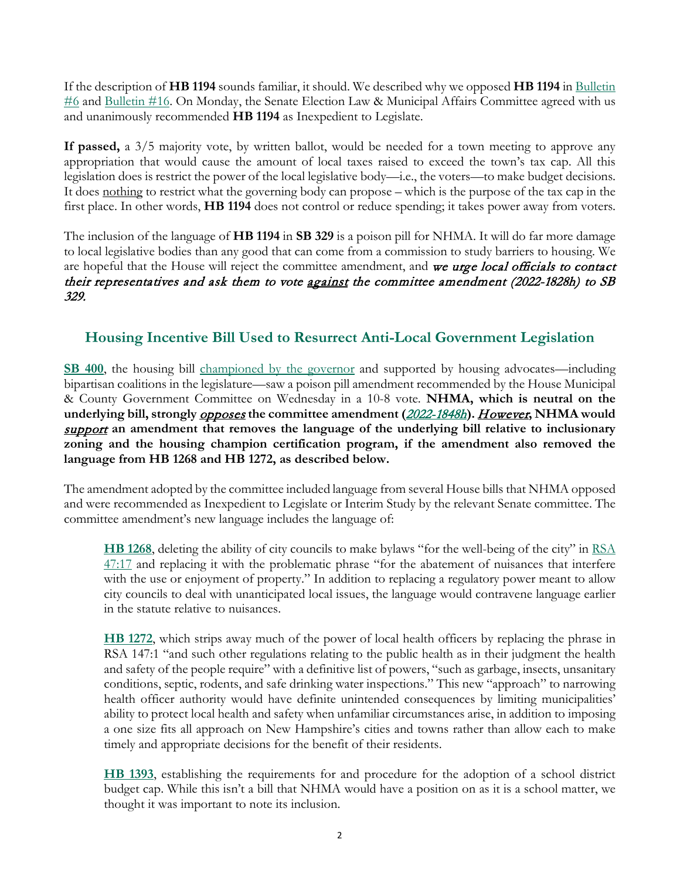If the description of **HB 1194** sounds familiar, it should. We described why we opposed **HB 1194** in Bulletin #6 and Bulletin #16. On Monday, the Senate Election Law & Municipal Affairs Committee agreed with us and unanimously recommended **HB 1194** as Inexpedient to Legislate.

**If passed,** a 3/5 majority vote, by written ballot, would be needed for a town meeting to approve any appropriation that would cause the amount of local taxes raised to exceed the town's tax cap. All this legislation does is restrict the power of the local legislative body—i.e., the voters—to make budget decisions. It does nothing to restrict what the governing body can propose – which is the purpose of the tax cap in the first place. In other words, **HB 1194** does not control or reduce spending; it takes power away from voters.

The inclusion of the language of **HB 1194** in **SB 329** is a poison pill for NHMA. It will do far more damage to local legislative bodies than any good that can come from a commission to study barriers to housing. We are hopeful that the House will reject the committee amendment, and *we urge local officials to contact their representatives and ask them to vote against the committee amendment (2022-1828h) to SB 329.*

## Housing Incentive Bill Used to Resurrect Anti-Local Government Legislation

**SB 400**, the housing bill championed by the governor and supported by housing advocates—including bipartisan coalitions in the legislature—saw a poison pill amendment recommended by the House Municipal & County Government Committee on Wednesday in a 10-8 vote. **NHMA, which is neutral on the underlying bill, strongly *opposes* the committee amendment (*2022-1848h*). *However*, NHMA would *support* an amendment that removes the language of the underlying bill relative to inclusionary zoning and the housing champion certification program, if the amendment also removed the language from HB 1268 and HB 1272, as described below.**

The amendment adopted by the committee included language from several House bills that NHMA opposed and were recommended as Inexpedient to Legislate or Interim Study by the relevant Senate committee. The committee amendment's new language includes the language of:

> **HB 1268**, deleting the ability of city councils to make bylaws "for the well-being of the city" in RSA 47:17 and replacing it with the problematic phrase "for the abatement of nuisances that interfere with the use or enjoyment of property." In addition to replacing a regulatory power meant to allow city councils to deal with unanticipated local issues, the language would contravene language earlier in the statute relative to nuisances.
>
> **HB 1272**, which strips away much of the power of local health officers by replacing the phrase in RSA 147:1 "and such other regulations relating to the public health as in their judgment the health and safety of the people require" with a definitive list of powers, "such as garbage, insects, unsanitary conditions, septic, rodents, and safe drinking water inspections." This new "approach" to narrowing health officer authority would have definite unintended consequences by limiting municipalities' ability to protect local health and safety when unfamiliar circumstances arise, in addition to imposing a one size fits all approach on New Hampshire's cities and towns rather than allow each to make timely and appropriate decisions for the benefit of their residents.
>
> **HB 1393**, establishing the requirements for and procedure for the adoption of a school district budget cap. While this isn't a bill that NHMA would have a position on as it is a school matter, we thought it was important to note its inclusion.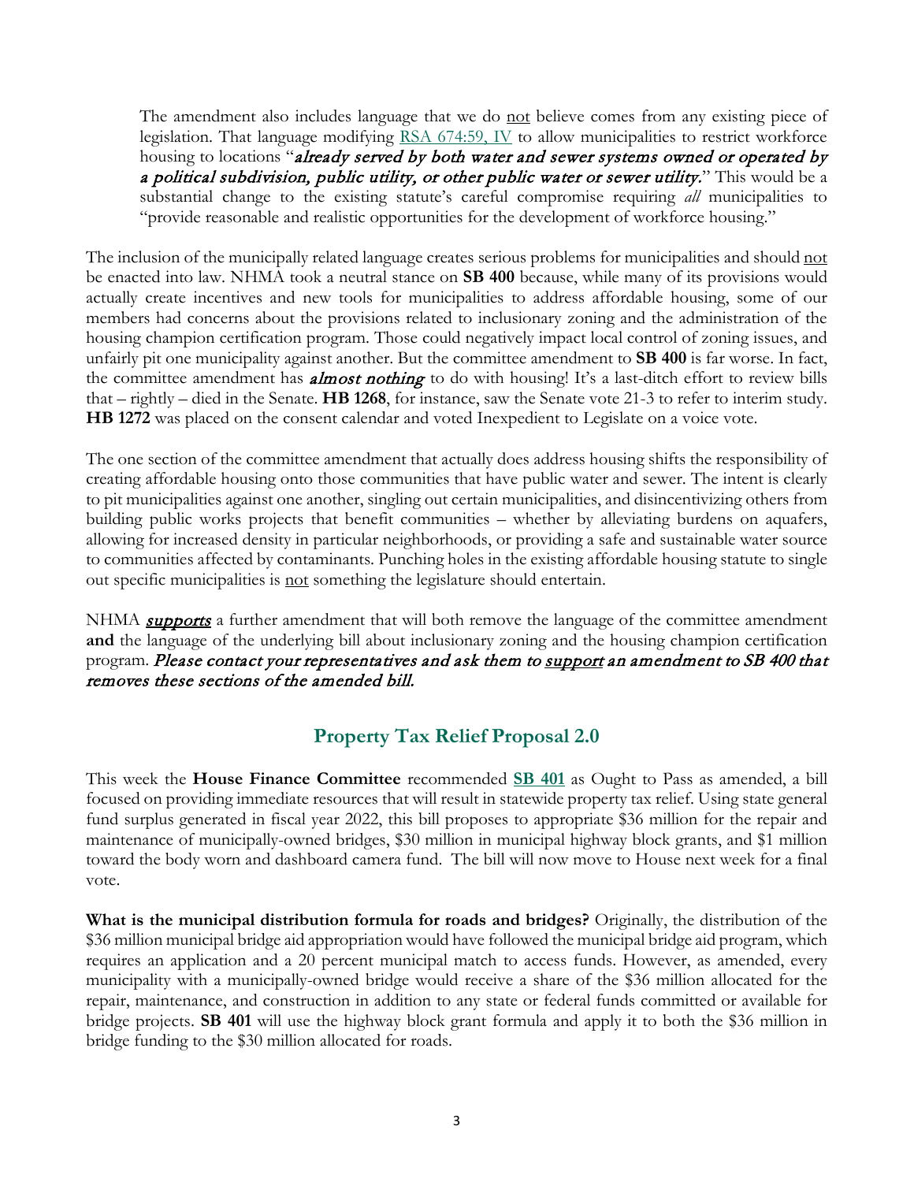The amendment also includes language that we do not believe comes from any existing piece of legislation. That language modifying [RSA 674:59, IV](#) to allow municipalities to restrict workforce housing to locations "*already served by both water and sewer systems owned or operated by a political subdivision, public utility, or other public water or sewer utility.*" This would be a substantial change to the existing statute's careful compromise requiring *all* municipalities to "provide reasonable and realistic opportunities for the development of workforce housing."

The inclusion of the municipally related language creates serious problems for municipalities and should not be enacted into law. NHMA took a neutral stance on **SB 400** because, while many of its provisions would actually create incentives and new tools for municipalities to address affordable housing, some of our members had concerns about the provisions related to inclusionary zoning and the administration of the housing champion certification program. Those could negatively impact local control of zoning issues, and unfairly pit one municipality against another. But the committee amendment to **SB 400** is far worse. In fact, the committee amendment has ***almost nothing*** to do with housing! It's a last-ditch effort to review bills that – rightly – died in the Senate. **HB 1268**, for instance, saw the Senate vote 21-3 to refer to interim study. **HB 1272** was placed on the consent calendar and voted Inexpedient to Legislate on a voice vote.

The one section of the committee amendment that actually does address housing shifts the responsibility of creating affordable housing onto those communities that have public water and sewer. The intent is clearly to pit municipalities against one another, singling out certain municipalities, and disincentivizing others from building public works projects that benefit communities – whether by alleviating burdens on aquafers, allowing for increased density in particular neighborhoods, or providing a safe and sustainable water source to communities affected by contaminants. Punching holes in the existing affordable housing statute to single out specific municipalities is not something the legislature should entertain.

NHMA ***supports*** a further amendment that will both remove the language of the committee amendment **and** the language of the underlying bill about inclusionary zoning and the housing champion certification program. *Please contact your representatives and ask them to support an amendment to SB 400 that removes these sections of the amended bill.*

## Property Tax Relief Proposal 2.0

This week the **House Finance Committee** recommended **[SB 401](#)** as Ought to Pass as amended, a bill focused on providing immediate resources that will result in statewide property tax relief. Using state general fund surplus generated in fiscal year 2022, this bill proposes to appropriate $36 million for the repair and maintenance of municipally-owned bridges, $30 million in municipal highway block grants, and $1 million toward the body worn and dashboard camera fund. The bill will now move to House next week for a final vote.

**What is the municipal distribution formula for roads and bridges?** Originally, the distribution of the $36 million municipal bridge aid appropriation would have followed the municipal bridge aid program, which requires an application and a 20 percent municipal match to access funds. However, as amended, every municipality with a municipally-owned bridge would receive a share of the $36 million allocated for the repair, maintenance, and construction in addition to any state or federal funds committed or available for bridge projects. **SB 401** will use the highway block grant formula and apply it to both the $36 million in bridge funding to the $30 million allocated for roads.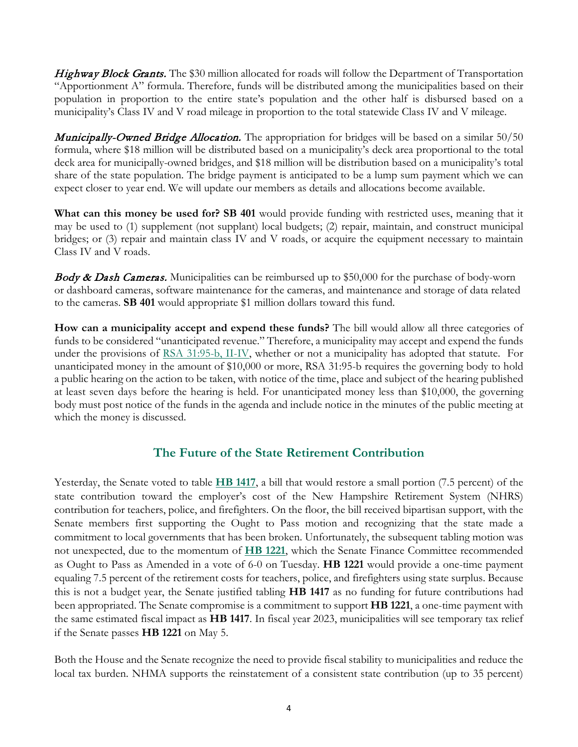*Highway Block Grants.* The $30 million allocated for roads will follow the Department of Transportation "Apportionment A" formula. Therefore, funds will be distributed among the municipalities based on their population in proportion to the entire state's population and the other half is disbursed based on a municipality's Class IV and V road mileage in proportion to the total statewide Class IV and V mileage.

*Municipally-Owned Bridge Allocation.* The appropriation for bridges will be based on a similar 50/50 formula, where $18 million will be distributed based on a municipality's deck area proportional to the total deck area for municipally-owned bridges, and $18 million will be distribution based on a municipality's total share of the state population. The bridge payment is anticipated to be a lump sum payment which we can expect closer to year end. We will update our members as details and allocations become available.

**What can this money be used for? SB 401** would provide funding with restricted uses, meaning that it may be used to (1) supplement (not supplant) local budgets; (2) repair, maintain, and construct municipal bridges; or (3) repair and maintain class IV and V roads, or acquire the equipment necessary to maintain Class IV and V roads.

*Body & Dash Cameras.* Municipalities can be reimbursed up to $50,000 for the purchase of body-worn or dashboard cameras, software maintenance for the cameras, and maintenance and storage of data related to the cameras. **SB 401** would appropriate $1 million dollars toward this fund.

**How can a municipality accept and expend these funds?** The bill would allow all three categories of funds to be considered "unanticipated revenue." Therefore, a municipality may accept and expend the funds under the provisions of RSA 31:95-b, II-IV, whether or not a municipality has adopted that statute. For unanticipated money in the amount of $10,000 or more, RSA 31:95-b requires the governing body to hold a public hearing on the action to be taken, with notice of the time, place and subject of the hearing published at least seven days before the hearing is held. For unanticipated money less than $10,000, the governing body must post notice of the funds in the agenda and include notice in the minutes of the public meeting at which the money is discussed.

## The Future of the State Retirement Contribution

Yesterday, the Senate voted to table **HB 1417**, a bill that would restore a small portion (7.5 percent) of the state contribution toward the employer's cost of the New Hampshire Retirement System (NHRS) contribution for teachers, police, and firefighters. On the floor, the bill received bipartisan support, with the Senate members first supporting the Ought to Pass motion and recognizing that the state made a commitment to local governments that has been broken. Unfortunately, the subsequent tabling motion was not unexpected, due to the momentum of **HB 1221**, which the Senate Finance Committee recommended as Ought to Pass as Amended in a vote of 6-0 on Tuesday. **HB 1221** would provide a one-time payment equaling 7.5 percent of the retirement costs for teachers, police, and firefighters using state surplus. Because this is not a budget year, the Senate justified tabling **HB 1417** as no funding for future contributions had been appropriated. The Senate compromise is a commitment to support **HB 1221**, a one-time payment with the same estimated fiscal impact as **HB 1417**. In fiscal year 2023, municipalities will see temporary tax relief if the Senate passes **HB 1221** on May 5.

Both the House and the Senate recognize the need to provide fiscal stability to municipalities and reduce the local tax burden. NHMA supports the reinstatement of a consistent state contribution (up to 35 percent)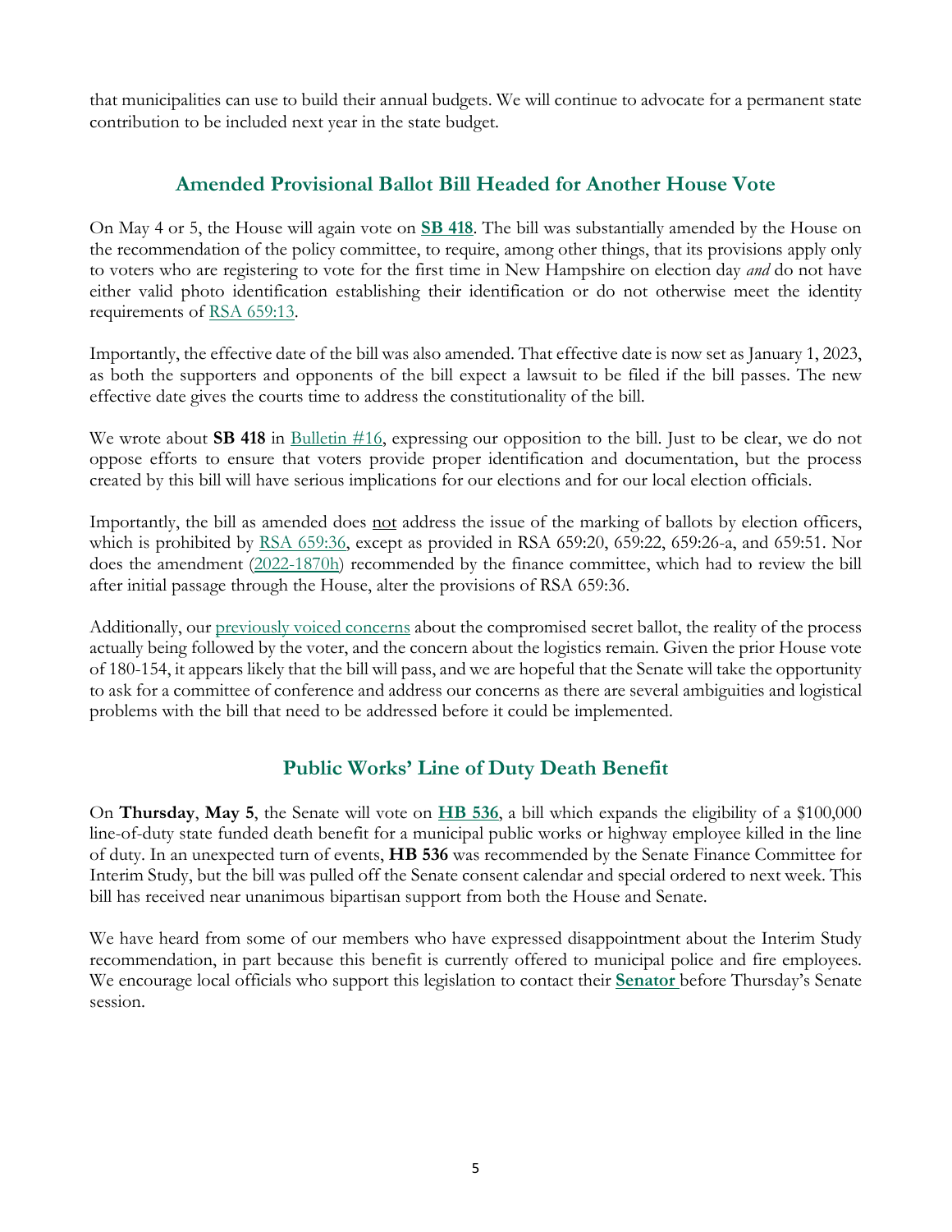that municipalities can use to build their annual budgets. We will continue to advocate for a permanent state contribution to be included next year in the state budget.

## Amended Provisional Ballot Bill Headed for Another House Vote

On May 4 or 5, the House will again vote on **SB 418**. The bill was substantially amended by the House on the recommendation of the policy committee, to require, among other things, that its provisions apply only to voters who are registering to vote for the first time in New Hampshire on election day *and* do not have either valid photo identification establishing their identification or do not otherwise meet the identity requirements of RSA 659:13.

Importantly, the effective date of the bill was also amended. That effective date is now set as January 1, 2023, as both the supporters and opponents of the bill expect a lawsuit to be filed if the bill passes. The new effective date gives the courts time to address the constitutionality of the bill.

We wrote about **SB 418** in Bulletin #16, expressing our opposition to the bill. Just to be clear, we do not oppose efforts to ensure that voters provide proper identification and documentation, but the process created by this bill will have serious implications for our elections and for our local election officials.

Importantly, the bill as amended does not address the issue of the marking of ballots by election officers, which is prohibited by RSA 659:36, except as provided in RSA 659:20, 659:22, 659:26-a, and 659:51. Nor does the amendment (2022-1870h) recommended by the finance committee, which had to review the bill after initial passage through the House, alter the provisions of RSA 659:36.

Additionally, our previously voiced concerns about the compromised secret ballot, the reality of the process actually being followed by the voter, and the concern about the logistics remain. Given the prior House vote of 180-154, it appears likely that the bill will pass, and we are hopeful that the Senate will take the opportunity to ask for a committee of conference and address our concerns as there are several ambiguities and logistical problems with the bill that need to be addressed before it could be implemented.

## Public Works' Line of Duty Death Benefit

On **Thursday**, **May 5**, the Senate will vote on **HB 536**, a bill which expands the eligibility of a $100,000 line-of-duty state funded death benefit for a municipal public works or highway employee killed in the line of duty. In an unexpected turn of events, **HB 536** was recommended by the Senate Finance Committee for Interim Study, but the bill was pulled off the Senate consent calendar and special ordered to next week. This bill has received near unanimous bipartisan support from both the House and Senate.

We have heard from some of our members who have expressed disappointment about the Interim Study recommendation, in part because this benefit is currently offered to municipal police and fire employees. We encourage local officials who support this legislation to contact their **Senator** before Thursday's Senate session.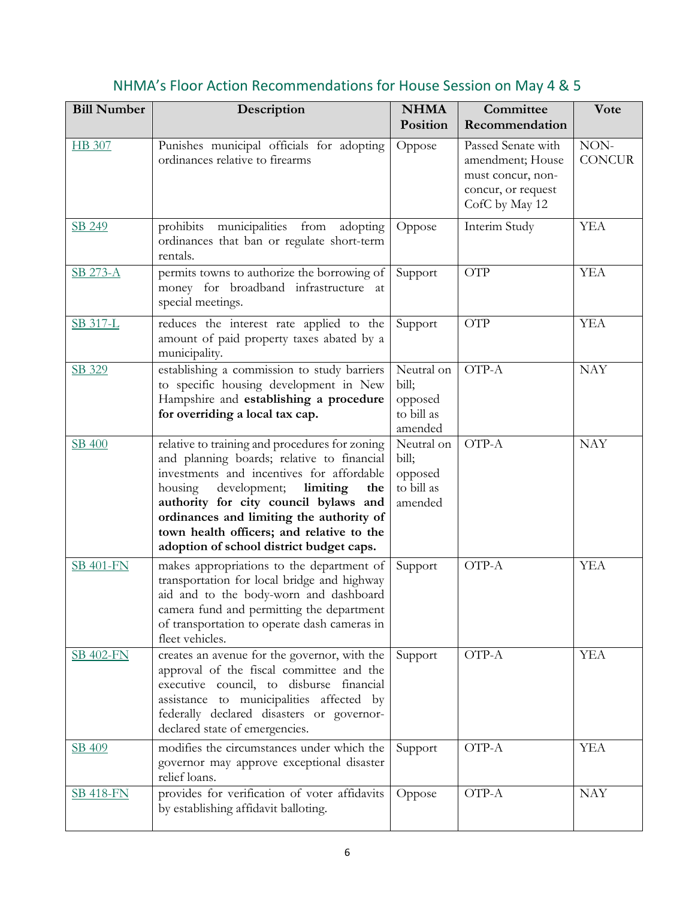## NHMA's Floor Action Recommendations for House Session on May 4 & 5

| Bill Number | Description | NHMA Position | Committee Recommendation | Vote |
|---|---|---|---|---|
| HB 307 | Punishes municipal officials for adopting ordinances relative to firearms | Oppose | Passed Senate with amendment; House must concur, non-concur, or request CofC by May 12 | NON-CONCUR |
| SB 249 | prohibits municipalities from adopting ordinances that ban or regulate short-term rentals. | Oppose | Interim Study | YEA |
| SB 273-A | permits towns to authorize the borrowing of money for broadband infrastructure at special meetings. | Support | OTP | YEA |
| SB 317-L | reduces the interest rate applied to the amount of paid property taxes abated by a municipality. | Support | OTP | YEA |
| SB 329 | establishing a commission to study barriers to specific housing development in New Hampshire and **establishing a procedure for overriding a local tax cap.** | Neutral on bill; opposed to bill as amended | OTP-A | NAY |
| SB 400 | relative to training and procedures for zoning and planning boards; relative to financial investments and incentives for affordable housing development; **limiting the authority for city council bylaws and ordinances and limiting the authority of town health officers; and relative to the adoption of school district budget caps.** | Neutral on bill; opposed to bill as amended | OTP-A | NAY |
| SB 401-FN | makes appropriations to the department of transportation for local bridge and highway aid and to the body-worn and dashboard camera fund and permitting the department of transportation to operate dash cameras in fleet vehicles. | Support | OTP-A | YEA |
| SB 402-FN | creates an avenue for the governor, with the approval of the fiscal committee and the executive council, to disburse financial assistance to municipalities affected by federally declared disasters or governor-declared state of emergencies. | Support | OTP-A | YEA |
| SB 409 | modifies the circumstances under which the governor may approve exceptional disaster relief loans. | Support | OTP-A | YEA |
| SB 418-FN | provides for verification of voter affidavits by establishing affidavit balloting. | Oppose | OTP-A | NAY |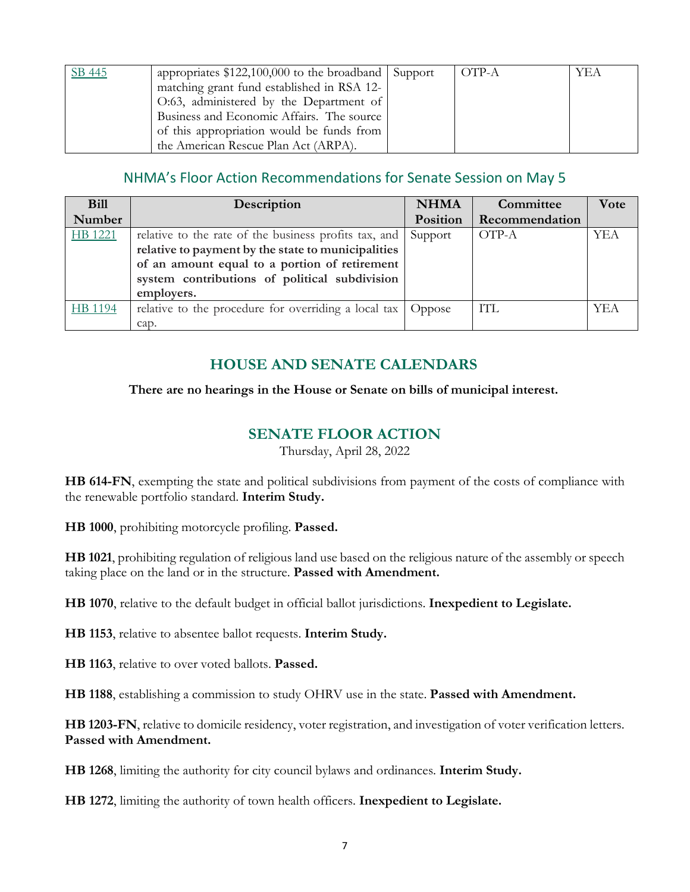| SB 445 | appropriates $122,100,000 to the broadband matching grant fund established in RSA 12-O:63, administered by the Department of Business and Economic Affairs. The source of this appropriation would be funds from the American Rescue Plan Act (ARPA). | Support | OTP-A | YEA |
|---|---|---|---|---|

## NHMA's Floor Action Recommendations for Senate Session on May 5

| Bill Number | Description | NHMA Position | Committee Recommendation | Vote |
|---|---|---|---|---|
| HB 1221 | relative to the rate of the business profits tax, and **relative to payment by the state to municipalities of an amount equal to a portion of retirement system contributions of political subdivision employers.** | Support | OTP-A | YEA |
| HB 1194 | relative to the procedure for overriding a local tax cap. | Oppose | ITL | YEA |

## HOUSE AND SENATE CALENDARS

**There are no hearings in the House or Senate on bills of municipal interest.**

## SENATE FLOOR ACTION

Thursday, April 28, 2022

**HB 614-FN**, exempting the state and political subdivisions from payment of the costs of compliance with the renewable portfolio standard. **Interim Study.**

**HB 1000**, prohibiting motorcycle profiling. **Passed.**

**HB 1021**, prohibiting regulation of religious land use based on the religious nature of the assembly or speech taking place on the land or in the structure. **Passed with Amendment.**

**HB 1070**, relative to the default budget in official ballot jurisdictions. **Inexpedient to Legislate.**

**HB 1153**, relative to absentee ballot requests. **Interim Study.**

**HB 1163**, relative to over voted ballots. **Passed.**

**HB 1188**, establishing a commission to study OHRV use in the state. **Passed with Amendment.**

**HB 1203-FN**, relative to domicile residency, voter registration, and investigation of voter verification letters. **Passed with Amendment.**

**HB 1268**, limiting the authority for city council bylaws and ordinances. **Interim Study.**

**HB 1272**, limiting the authority of town health officers. **Inexpedient to Legislate.**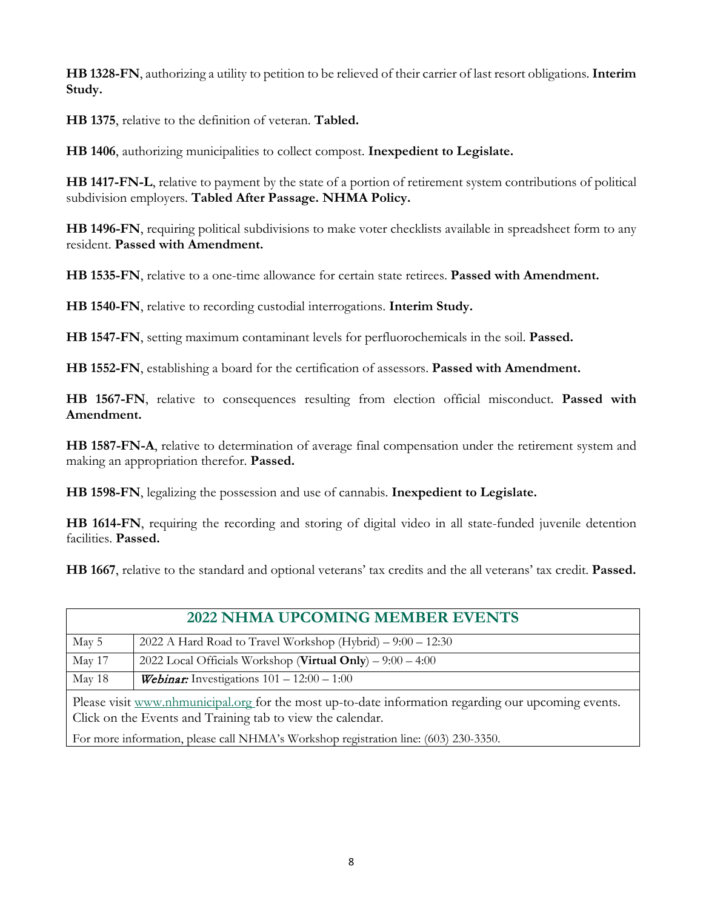**HB 1328-FN**, authorizing a utility to petition to be relieved of their carrier of last resort obligations. **Interim Study.**

**HB 1375**, relative to the definition of veteran. **Tabled.**

**HB 1406**, authorizing municipalities to collect compost. **Inexpedient to Legislate.**

**HB 1417-FN-L**, relative to payment by the state of a portion of retirement system contributions of political subdivision employers. **Tabled After Passage. NHMA Policy.**

**HB 1496-FN**, requiring political subdivisions to make voter checklists available in spreadsheet form to any resident. **Passed with Amendment.**

**HB 1535-FN**, relative to a one-time allowance for certain state retirees. **Passed with Amendment.**

**HB 1540-FN**, relative to recording custodial interrogations. **Interim Study.**

**HB 1547-FN**, setting maximum contaminant levels for perfluorochemicals in the soil. **Passed.**

**HB 1552-FN**, establishing a board for the certification of assessors. **Passed with Amendment.**

**HB 1567-FN**, relative to consequences resulting from election official misconduct. **Passed with Amendment.**

**HB 1587-FN-A**, relative to determination of average final compensation under the retirement system and making an appropriation therefor. **Passed.**

**HB 1598-FN**, legalizing the possession and use of cannabis. **Inexpedient to Legislate.**

**HB 1614-FN**, requiring the recording and storing of digital video in all state-funded juvenile detention facilities. **Passed.**

**HB 1667**, relative to the standard and optional veterans' tax credits and the all veterans' tax credit. **Passed.**

## 2022 NHMA UPCOMING MEMBER EVENTS

| | |
|---|---|
| May 5 | 2022 A Hard Road to Travel Workshop (Hybrid) – 9:00 – 12:30 |
| May 17 | 2022 Local Officials Workshop (**Virtual Only**) – 9:00 – 4:00 |
| May 18 | ***Webinar:*** Investigations 101 – 12:00 – 1:00 |

Please visit www.nhmunicipal.org for the most up-to-date information regarding our upcoming events. Click on the Events and Training tab to view the calendar.

For more information, please call NHMA's Workshop registration line: (603) 230-3350.